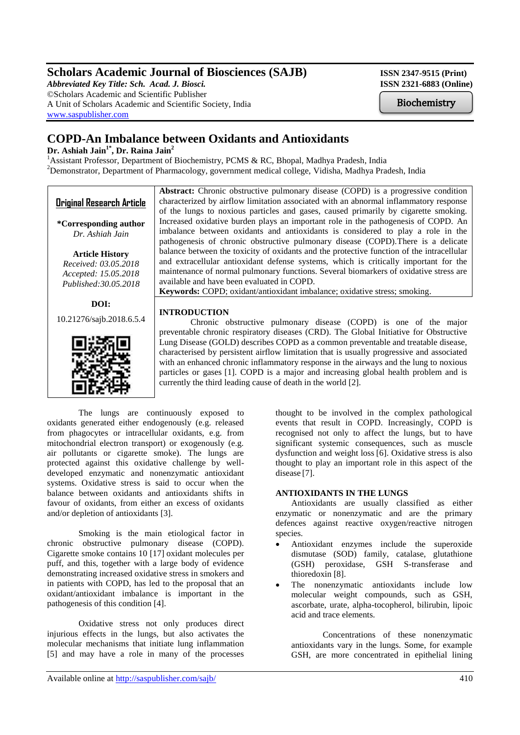# Scholars Academic Journal of Biosciences (SAJB)

*Abbreviated Key Title: Sch. Acad. J. Biosci.*
©Scholars Academic and Scientific Publisher
A Unit of Scholars Academic and Scientific Society, India
www.saspublisher.com

**ISSN 2347-9515 (Print)**
**ISSN 2321-6883 (Online)**

Biochemistry

# COPD-An Imbalance between Oxidants and Antioxidants

**Dr. Ashiah Jain[1*], Dr. Raina Jain[2]**

[1]Assistant Professor, Department of Biochemistry, PCMS & RC, Bhopal, Madhya Pradesh, India
[2]Demonstrator, Department of Pharmacology, government medical college, Vidisha, Madhya Pradesh, India

**Original Research Article**

**\*Corresponding author**
*Dr. Ashiah Jain*

**Article History**
*Received: 03.05.2018*
*Accepted: 15.05.2018*
*Published:30.05.2018*

**DOI:**
10.21276/sajb.2018.6.5.4

**Abstract:** Chronic obstructive pulmonary disease (COPD) is a progressive condition characterized by airflow limitation associated with an abnormal inflammatory response of the lungs to noxious particles and gases, caused primarily by cigarette smoking. Increased oxidative burden plays an important role in the pathogenesis of COPD. An imbalance between oxidants and antioxidants is considered to play a role in the pathogenesis of chronic obstructive pulmonary disease (COPD).There is a delicate balance between the toxicity of oxidants and the protective function of the intracellular and extracellular antioxidant defense systems, which is critically important for the maintenance of normal pulmonary functions. Several biomarkers of oxidative stress are available and have been evaluated in COPD.

**Keywords:** COPD; oxidant/antioxidant imbalance; oxidative stress; smoking.

## INTRODUCTION

Chronic obstructive pulmonary disease (COPD) is one of the major preventable chronic respiratory diseases (CRD). The Global Initiative for Obstructive Lung Disease (GOLD) describes COPD as a common preventable and treatable disease, characterised by persistent airflow limitation that is usually progressive and associated with an enhanced chronic inflammatory response in the airways and the lung to noxious particles or gases [1]. COPD is a major and increasing global health problem and is currently the third leading cause of death in the world [2].

The lungs are continuously exposed to oxidants generated either endogenously (e.g. released from phagocytes or intracellular oxidants, e.g. from mitochondrial electron transport) or exogenously (e.g. air pollutants or cigarette smoke). The lungs are protected against this oxidative challenge by well-developed enzymatic and nonenzymatic antioxidant systems. Oxidative stress is said to occur when the balance between oxidants and antioxidants shifts in favour of oxidants, from either an excess of oxidants and/or depletion of antioxidants [3].

Smoking is the main etiological factor in chronic obstructive pulmonary disease (COPD). Cigarette smoke contains 10 [17] oxidant molecules per puff, and this, together with a large body of evidence demonstrating increased oxidative stress in smokers and in patients with COPD, has led to the proposal that an oxidant/antioxidant imbalance is important in the pathogenesis of this condition [4].

Oxidative stress not only produces direct injurious effects in the lungs, but also activates the molecular mechanisms that initiate lung inflammation [5] and may have a role in many of the processes thought to be involved in the complex pathological events that result in COPD. Increasingly, COPD is recognised not only to affect the lungs, but to have significant systemic consequences, such as muscle dysfunction and weight loss [6]. Oxidative stress is also thought to play an important role in this aspect of the disease [7].

## ANTIOXIDANTS IN THE LUNGS

Antioxidants are usually classified as either enzymatic or nonenzymatic and are the primary defences against reactive oxygen/reactive nitrogen species.

- Antioxidant enzymes include the superoxide dismutase (SOD) family, catalase, glutathione (GSH) peroxidase, GSH S-transferase and thioredoxin [8].
- The nonenzymatic antioxidants include low molecular weight compounds, such as GSH, ascorbate, urate, alpha-tocopherol, bilirubin, lipoic acid and trace elements.

Concentrations of these nonenzymatic antioxidants vary in the lungs. Some, for example GSH, are more concentrated in epithelial lining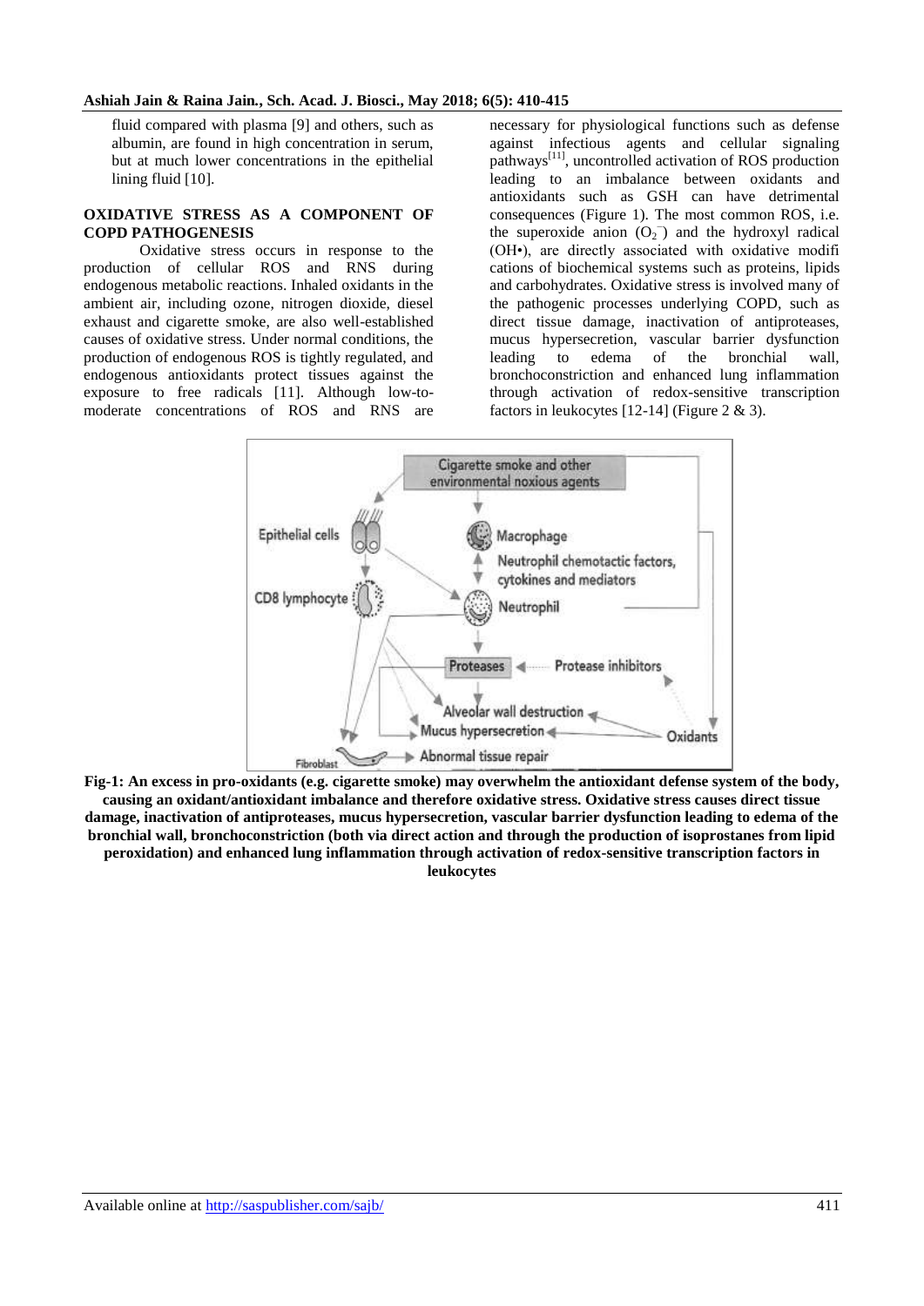fluid compared with plasma [9] and others, such as albumin, are found in high concentration in serum, but at much lower concentrations in the epithelial lining fluid [10].

## OXIDATIVE STRESS AS A COMPONENT OF COPD PATHOGENESIS

Oxidative stress occurs in response to the production of cellular ROS and RNS during endogenous metabolic reactions. Inhaled oxidants in the ambient air, including ozone, nitrogen dioxide, diesel exhaust and cigarette smoke, are also well-established causes of oxidative stress. Under normal conditions, the production of endogenous ROS is tightly regulated, and endogenous antioxidants protect tissues against the exposure to free radicals [11]. Although low-to-moderate concentrations of ROS and RNS are necessary for physiological functions such as defense against infectious agents and cellular signaling pathways[11], uncontrolled activation of ROS production leading to an imbalance between oxidants and antioxidants such as GSH can have detrimental consequences (Figure 1). The most common ROS, i.e. the superoxide anion ($O_2^-$) and the hydroxyl radical (OH•), are directly associated with oxidative modifi cations of biochemical systems such as proteins, lipids and carbohydrates. Oxidative stress is involved many of the pathogenic processes underlying COPD, such as direct tissue damage, inactivation of antiproteases, mucus hypersecretion, vascular barrier dysfunction leading to edema of the bronchial wall, bronchoconstriction and enhanced lung inflammation through activation of redox-sensitive transcription factors in leukocytes [12-14] (Figure 2 & 3).

**Fig-1: An excess in pro-oxidants (e.g. cigarette smoke) may overwhelm the antioxidant defense system of the body, causing an oxidant/antioxidant imbalance and therefore oxidative stress. Oxidative stress causes direct tissue damage, inactivation of antiproteases, mucus hypersecretion, vascular barrier dysfunction leading to edema of the bronchial wall, bronchoconstriction (both via direct action and through the production of isoprostanes from lipid peroxidation) and enhanced lung inflammation through activation of redox-sensitive transcription factors in leukocytes**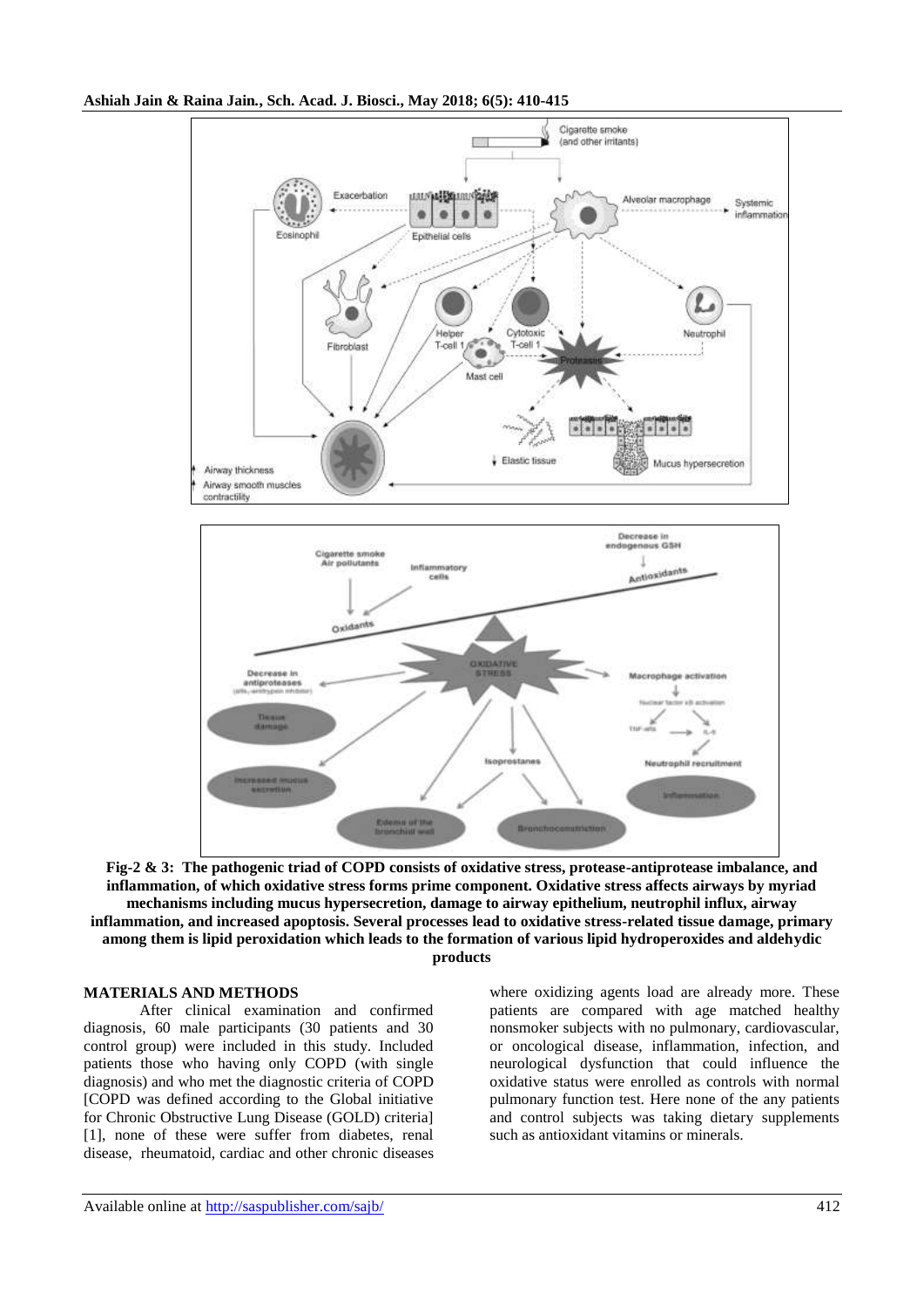**Fig-2 & 3: The pathogenic triad of COPD consists of oxidative stress, protease-antiprotease imbalance, and inflammation, of which oxidative stress forms prime component. Oxidative stress affects airways by myriad mechanisms including mucus hypersecretion, damage to airway epithelium, neutrophil influx, airway inflammation, and increased apoptosis. Several processes lead to oxidative stress-related tissue damage, primary among them is lipid peroxidation which leads to the formation of various lipid hydroperoxides and aldehydic products**

## MATERIALS AND METHODS

After clinical examination and confirmed diagnosis, 60 male participants (30 patients and 30 control group) were included in this study. Included patients those who having only COPD (with single diagnosis) and who met the diagnostic criteria of COPD [COPD was defined according to the Global initiative for Chronic Obstructive Lung Disease (GOLD) criteria] [1], none of these were suffer from diabetes, renal disease, rheumatoid, cardiac and other chronic diseases where oxidizing agents load are already more. These patients are compared with age matched healthy nonsmoker subjects with no pulmonary, cardiovascular, or oncological disease, inflammation, infection, and neurological dysfunction that could influence the oxidative status were enrolled as controls with normal pulmonary function test. Here none of the any patients and control subjects was taking dietary supplements such as antioxidant vitamins or minerals.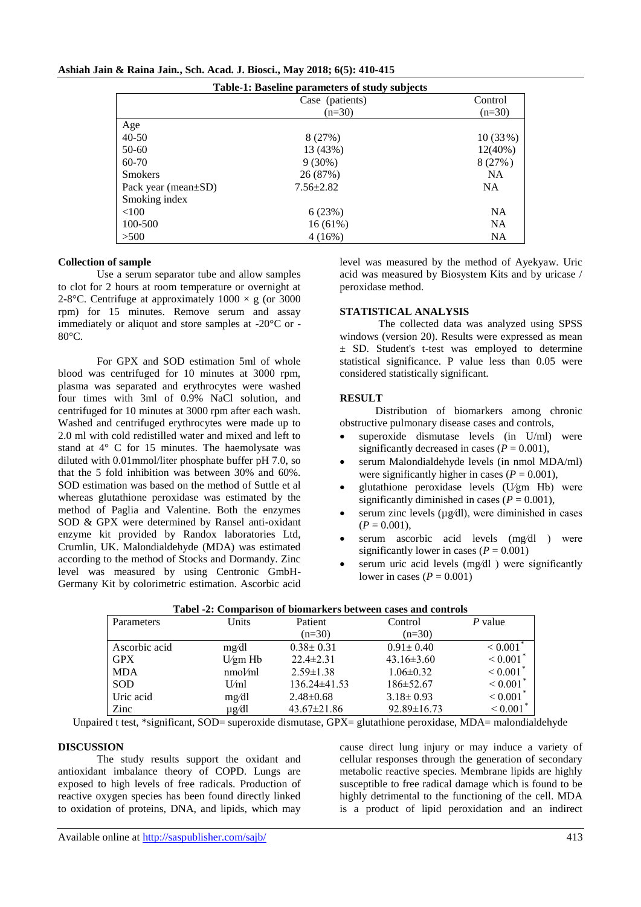**Table-1: Baseline parameters of study subjects**

| | Case (patients) (n=30) | Control (n=30) |
|---|---|---|
| Age | | |
| 40-50 | 8 (27%) | 10 (33%) |
| 50-60 | 13 (43%) | 12(40%) |
| 60-70 | 9 (30%) | 8 (27%) |
| Smokers | 26 (87%) | NA |
| Pack year (mean±SD) | 7.56±2.82 | NA |
| Smoking index | | |
| <100 | 6 (23%) | NA |
| 100-500 | 16 (61%) | NA |
| >500 | 4 (16%) | NA |

### Collection of sample

Use a serum separator tube and allow samples to clot for 2 hours at room temperature or overnight at 2-8°C. Centrifuge at approximately 1000 × g (or 3000 rpm) for 15 minutes. Remove serum and assay immediately or aliquot and store samples at -20°C or -80°C.

For GPX and SOD estimation 5ml of whole blood was centrifuged for 10 minutes at 3000 rpm, plasma was separated and erythrocytes were washed four times with 3ml of 0.9% NaCl solution, and centrifuged for 10 minutes at 3000 rpm after each wash. Washed and centrifuged erythrocytes were made up to 2.0 ml with cold redistilled water and mixed and left to stand at 4° C for 15 minutes. The haemolysate was diluted with 0.01mmol/liter phosphate buffer pH 7.0, so that the 5 fold inhibition was between 30% and 60%. SOD estimation was based on the method of Suttle et al whereas glutathione peroxidase was estimated by the method of Paglia and Valentine. Both the enzymes SOD & GPX were determined by Ransel anti-oxidant enzyme kit provided by Randox laboratories Ltd, Crumlin, UK. Malondialdehyde (MDA) was estimated according to the method of Stocks and Dormandy. Zinc level was measured by using Centronic GmbH-Germany Kit by colorimetric estimation. Ascorbic acid level was measured by the method of Ayekyaw. Uric acid was measured by Biosystem Kits and by uricase / peroxidase method.

### STATISTICAL ANALYSIS

The collected data was analyzed using SPSS windows (version 20). Results were expressed as mean ± SD. Student's t-test was employed to determine statistical significance. P value less than 0.05 were considered statistically significant.

### RESULT

Distribution of biomarkers among chronic obstructive pulmonary disease cases and controls,

- superoxide dismutase levels (in U/ml) were significantly decreased in cases ($P = 0.001$),
- serum Malondialdehyde levels (in nmol MDA/ml) were significantly higher in cases ($P = 0.001$),
- glutathione peroxidase levels (U/gm Hb) were significantly diminished in cases ($P = 0.001$),
- serum zinc levels (μg/dl), were diminished in cases ($P = 0.001$),
- serum ascorbic acid levels (mg/dl ) were significantly lower in cases ($P = 0.001$)
- serum uric acid levels (mg/dl ) were significantly lower in cases ($P = 0.001$)

**Tabel -2: Comparison of biomarkers between cases and controls**

| Parameters | Units | Patient (n=30) | Control (n=30) | *P* value |
|---|---|---|---|---|
| Ascorbic acid | mg/dl | 0.38± 0.31 | 0.91± 0.40 | < 0.001* |
| GPX | U/gm Hb | 22.4±2.31 | 43.16±3.60 | < 0.001* |
| MDA | nmol/ml | 2.59±1.38 | 1.06±0.32 | < 0.001* |
| SOD | U/ml | 136.24±41.53 | 186±52.67 | < 0.001* |
| Uric acid | mg/dl | 2.48±0.68 | 3.18± 0.93 | < 0.001* |
| Zinc | μg/dl | 43.67±21.86 | 92.89±16.73 | < 0.001* |

Unpaired t test, *significant, SOD= superoxide dismutase, GPX= glutathione peroxidase, MDA= malondialdehyde

### DISCUSSION

The study results support the oxidant and antioxidant imbalance theory of COPD. Lungs are exposed to high levels of free radicals. Production of reactive oxygen species has been found directly linked to oxidation of proteins, DNA, and lipids, which may cause direct lung injury or may induce a variety of cellular responses through the generation of secondary metabolic reactive species. Membrane lipids are highly susceptible to free radical damage which is found to be highly detrimental to the functioning of the cell. MDA is a product of lipid peroxidation and an indirect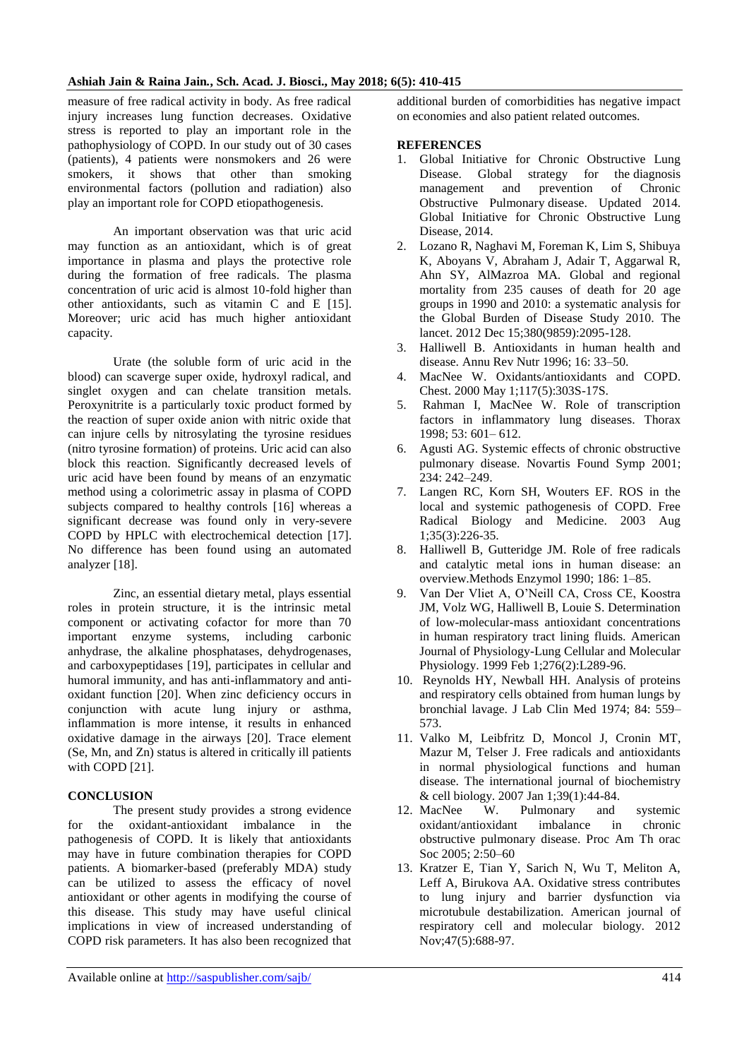measure of free radical activity in body. As free radical injury increases lung function decreases. Oxidative stress is reported to play an important role in the pathophysiology of COPD. In our study out of 30 cases (patients), 4 patients were nonsmokers and 26 were smokers, it shows that other than smoking environmental factors (pollution and radiation) also play an important role for COPD etiopathogenesis.

An important observation was that uric acid may function as an antioxidant, which is of great importance in plasma and plays the protective role during the formation of free radicals. The plasma concentration of uric acid is almost 10-fold higher than other antioxidants, such as vitamin C and E [15]. Moreover; uric acid has much higher antioxidant capacity.

Urate (the soluble form of uric acid in the blood) can scaverge super oxide, hydroxyl radical, and singlet oxygen and can chelate transition metals. Peroxynitrite is a particularly toxic product formed by the reaction of super oxide anion with nitric oxide that can injure cells by nitrosylating the tyrosine residues (nitro tyrosine formation) of proteins. Uric acid can also block this reaction. Significantly decreased levels of uric acid have been found by means of an enzymatic method using a colorimetric assay in plasma of COPD subjects compared to healthy controls [16] whereas a significant decrease was found only in very-severe COPD by HPLC with electrochemical detection [17]. No difference has been found using an automated analyzer [18].

Zinc, an essential dietary metal, plays essential roles in protein structure, it is the intrinsic metal component or activating cofactor for more than 70 important enzyme systems, including carbonic anhydrase, the alkaline phosphatases, dehydrogenases, and carboxypeptidases [19], participates in cellular and humoral immunity, and has anti-inflammatory and anti-oxidant function [20]. When zinc deficiency occurs in conjunction with acute lung injury or asthma, inflammation is more intense, it results in enhanced oxidative damage in the airways [20]. Trace element (Se, Mn, and Zn) status is altered in critically ill patients with COPD [21].

## CONCLUSION

The present study provides a strong evidence for the oxidant-antioxidant imbalance in the pathogenesis of COPD. It is likely that antioxidants may have in future combination therapies for COPD patients. A biomarker-based (preferably MDA) study can be utilized to assess the efficacy of novel antioxidant or other agents in modifying the course of this disease. This study may have useful clinical implications in view of increased understanding of COPD risk parameters. It has also been recognized that additional burden of comorbidities has negative impact on economies and also patient related outcomes.

## REFERENCES

1. Global Initiative for Chronic Obstructive Lung Disease. Global strategy for the diagnosis management and prevention of Chronic Obstructive Pulmonary disease. Updated 2014. Global Initiative for Chronic Obstructive Lung Disease, 2014.
2. Lozano R, Naghavi M, Foreman K, Lim S, Shibuya K, Aboyans V, Abraham J, Adair T, Aggarwal R, Ahn SY, AlMazroa MA. Global and regional mortality from 235 causes of death for 20 age groups in 1990 and 2010: a systematic analysis for the Global Burden of Disease Study 2010. The lancet. 2012 Dec 15;380(9859):2095-128.
3. Halliwell B. Antioxidants in human health and disease. Annu Rev Nutr 1996; 16: 33–50.
4. MacNee W. Oxidants/antioxidants and COPD. Chest. 2000 May 1;117(5):303S-17S.
5. Rahman I, MacNee W. Role of transcription factors in inflammatory lung diseases. Thorax 1998; 53: 601– 612.
6. Agusti AG. Systemic effects of chronic obstructive pulmonary disease. Novartis Found Symp 2001; 234: 242–249.
7. Langen RC, Korn SH, Wouters EF. ROS in the local and systemic pathogenesis of COPD. Free Radical Biology and Medicine. 2003 Aug 1;35(3):226-35.
8. Halliwell B, Gutteridge JM. Role of free radicals and catalytic metal ions in human disease: an overview.Methods Enzymol 1990; 186: 1–85.
9. Van Der Vliet A, O'Neill CA, Cross CE, Koostra JM, Volz WG, Halliwell B, Louie S. Determination of low-molecular-mass antioxidant concentrations in human respiratory tract lining fluids. American Journal of Physiology-Lung Cellular and Molecular Physiology. 1999 Feb 1;276(2):L289-96.
10. Reynolds HY, Newball HH. Analysis of proteins and respiratory cells obtained from human lungs by bronchial lavage. J Lab Clin Med 1974; 84: 559–573.
11. Valko M, Leibfritz D, Moncol J, Cronin MT, Mazur M, Telser J. Free radicals and antioxidants in normal physiological functions and human disease. The international journal of biochemistry & cell biology. 2007 Jan 1;39(1):44-84.
12. MacNee W. Pulmonary and systemic oxidant/antioxidant imbalance in chronic obstructive pulmonary disease. Proc Am Th orac Soc 2005; 2:50–60
13. Kratzer E, Tian Y, Sarich N, Wu T, Meliton A, Leff A, Birukova AA. Oxidative stress contributes to lung injury and barrier dysfunction via microtubule destabilization. American journal of respiratory cell and molecular biology. 2012 Nov;47(5):688-97.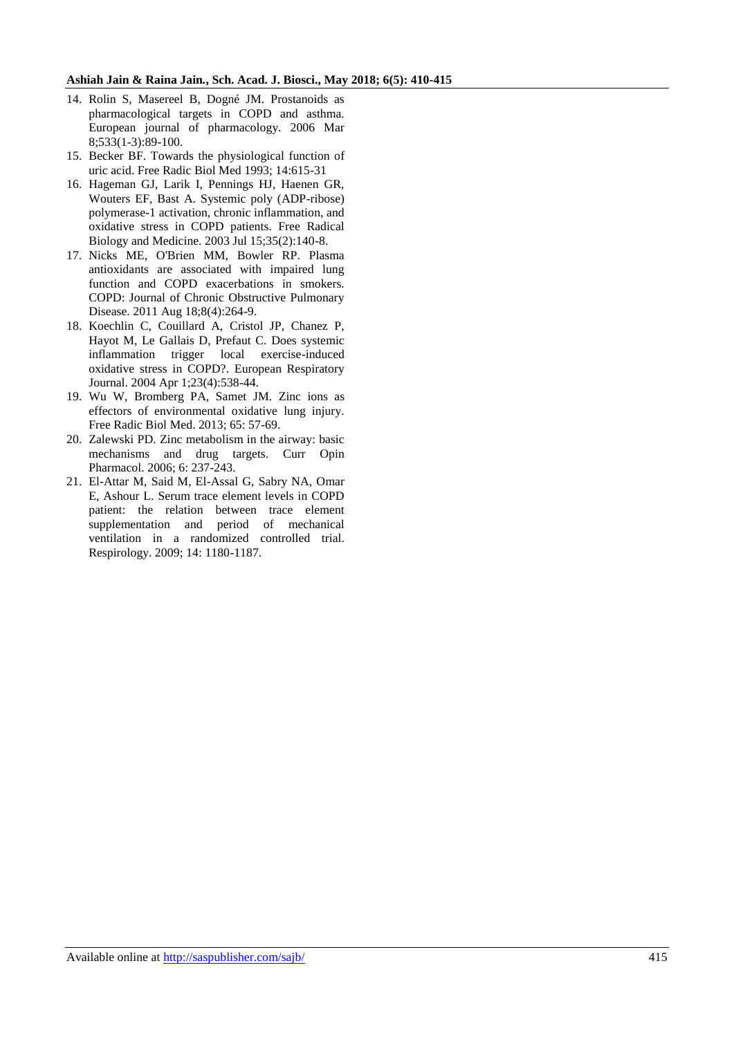14. Rolin S, Masereel B, Dogné JM. Prostanoids as pharmacological targets in COPD and asthma. European journal of pharmacology. 2006 Mar 8;533(1-3):89-100.
15. Becker BF. Towards the physiological function of uric acid. Free Radic Biol Med 1993; 14:615-31
16. Hageman GJ, Larik I, Pennings HJ, Haenen GR, Wouters EF, Bast A. Systemic poly (ADP-ribose) polymerase-1 activation, chronic inflammation, and oxidative stress in COPD patients. Free Radical Biology and Medicine. 2003 Jul 15;35(2):140-8.
17. Nicks ME, O'Brien MM, Bowler RP. Plasma antioxidants are associated with impaired lung function and COPD exacerbations in smokers. COPD: Journal of Chronic Obstructive Pulmonary Disease. 2011 Aug 18;8(4):264-9.
18. Koechlin C, Couillard A, Cristol JP, Chanez P, Hayot M, Le Gallais D, Prefaut C. Does systemic inflammation trigger local exercise-induced oxidative stress in COPD?. European Respiratory Journal. 2004 Apr 1;23(4):538-44.
19. Wu W, Bromberg PA, Samet JM. Zinc ions as effectors of environmental oxidative lung injury. Free Radic Biol Med. 2013; 65: 57-69.
20. Zalewski PD. Zinc metabolism in the airway: basic mechanisms and drug targets. Curr Opin Pharmacol. 2006; 6: 237-243.
21. El-Attar M, Said M, El-Assal G, Sabry NA, Omar E, Ashour L. Serum trace element levels in COPD patient: the relation between trace element supplementation and period of mechanical ventilation in a randomized controlled trial. Respirology. 2009; 14: 1180-1187.